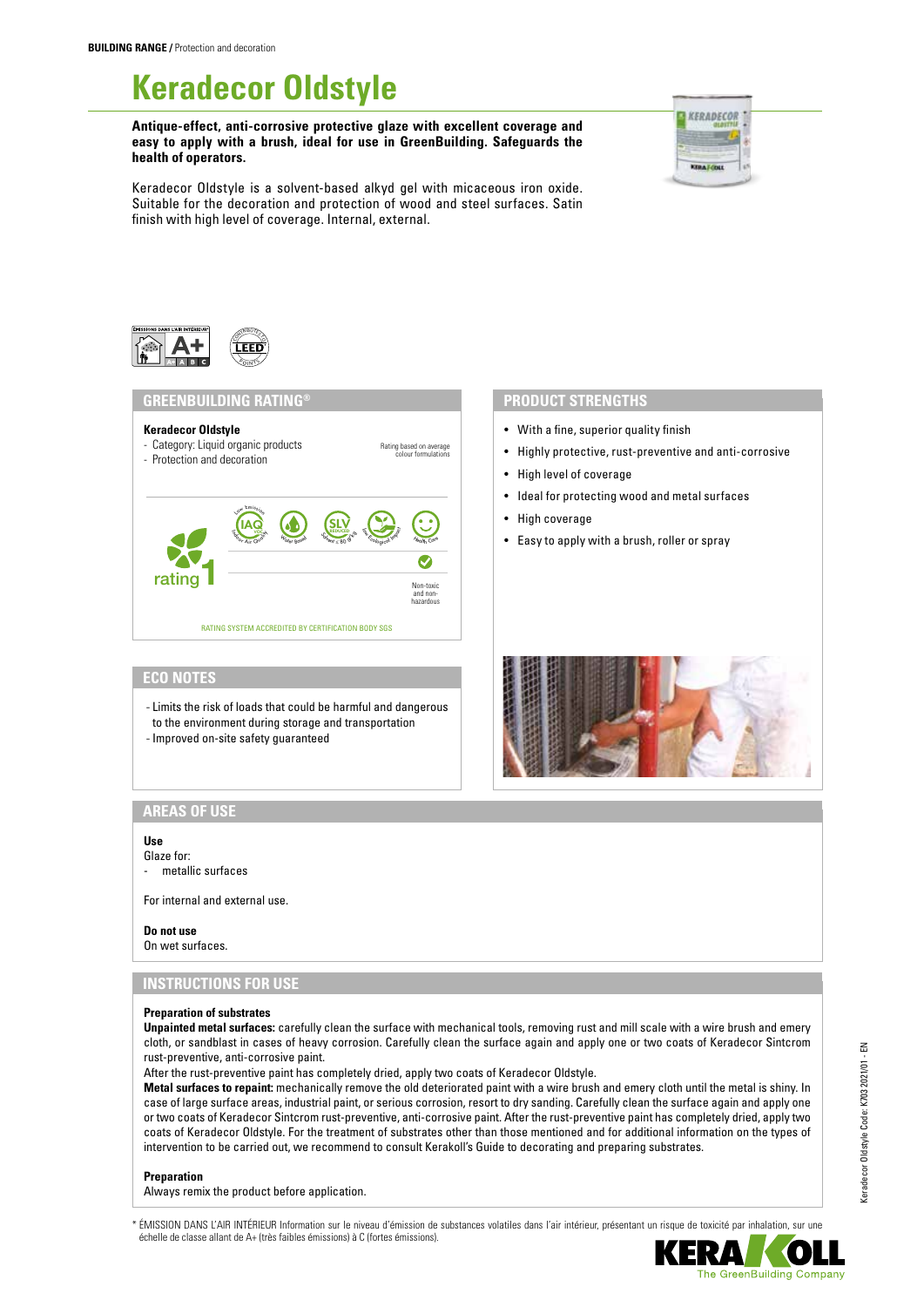BUILDING RANGE / Protection and decoration

# Keradecor Oldstyle

**Antique-effect, anti-corrosive protective glaze with excellent coverage and easy to apply with a brush, ideal for use in GreenBuilding. Safeguards the health of operators.**

Keradecor Oldstyle is a solvent-based alkyd gel with micaceous iron oxide. Suitable for the decoration and protection of wood and steel surfaces. Satin finish with high level of coverage. Internal, external.

## GREENBUILDING RATING®

**Keradecor Oldstyle**
- Category: Liquid organic products
- Protection and decoration

Rating based on average colour formulations

rating 1

Non-toxic and non-hazardous

RATING SYSTEM ACCREDITED BY CERTIFICATION BODY SGS

## PRODUCT STRENGTHS

- With a fine, superior quality finish
- Highly protective, rust-preventive and anti-corrosive
- High level of coverage
- Ideal for protecting wood and metal surfaces
- High coverage
- Easy to apply with a brush, roller or spray

## ECO NOTES

- Limits the risk of loads that could be harmful and dangerous to the environment during storage and transportation
- Improved on-site safety guaranteed

## AREAS OF USE

**Use**
Glaze for:
- metallic surfaces

For internal and external use.

**Do not use**
On wet surfaces.

## INSTRUCTIONS FOR USE

**Preparation of substrates**
**Unpainted metal surfaces:** carefully clean the surface with mechanical tools, removing rust and mill scale with a wire brush and emery cloth, or sandblast in cases of heavy corrosion. Carefully clean the surface again and apply one or two coats of Keradecor Sintcrom rust-preventive, anti-corrosive paint.
After the rust-preventive paint has completely dried, apply two coats of Keradecor Oldstyle.
**Metal surfaces to repaint:** mechanically remove the old deteriorated paint with a wire brush and emery cloth until the metal is shiny. In case of large surface areas, industrial paint, or serious corrosion, resort to dry sanding. Carefully clean the surface again and apply one or two coats of Keradecor Sintcrom rust-preventive, anti-corrosive paint. After the rust-preventive paint has completely dried, apply two coats of Keradecor Oldstyle. For the treatment of substrates other than those mentioned and for additional information on the types of intervention to be carried out, we recommend to consult Kerakoll's Guide to decorating and preparing substrates.

**Preparation**
Always remix the product before application.

* ÉMISSION DANS L'AIR INTÉRIEUR Information sur le niveau d'émission de substances volatiles dans l'air intérieur, présentant un risque de toxicité par inhalation, sur une échelle de classe allant de A+ (très faibles émissions) à C (fortes émissions).

Keradecor Oldstyle Code: K703 2021/01 - EN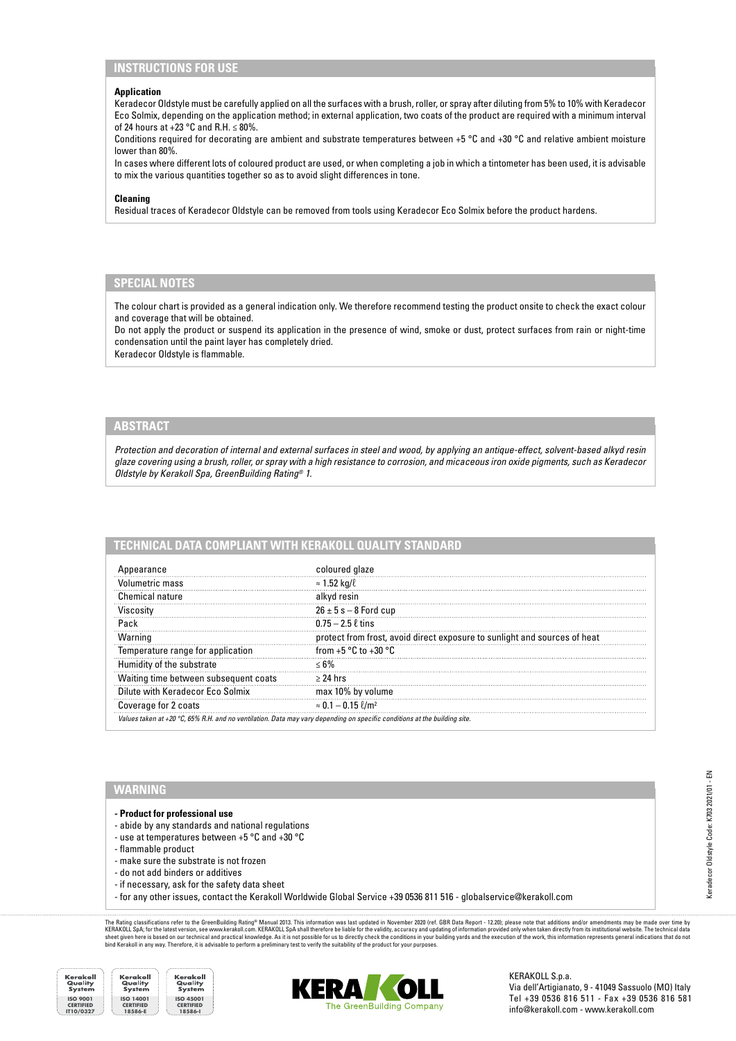## INSTRUCTIONS FOR USE

### Application

Keradecor Oldstyle must be carefully applied on all the surfaces with a brush, roller, or spray after diluting from 5% to 10% with Keradecor Eco Solmix, depending on the application method; in external application, two coats of the product are required with a minimum interval of 24 hours at +23 °C and R.H. ≤ 80%.

Conditions required for decorating are ambient and substrate temperatures between +5 °C and +30 °C and relative ambient moisture lower than 80%.

In cases where different lots of coloured product are used, or when completing a job in which a tintometer has been used, it is advisable to mix the various quantities together so as to avoid slight differences in tone.

### Cleaning

Residual traces of Keradecor Oldstyle can be removed from tools using Keradecor Eco Solmix before the product hardens.

## SPECIAL NOTES

The colour chart is provided as a general indication only. We therefore recommend testing the product onsite to check the exact colour and coverage that will be obtained.

Do not apply the product or suspend its application in the presence of wind, smoke or dust, protect surfaces from rain or night-time condensation until the paint layer has completely dried.

Keradecor Oldstyle is flammable.

## ABSTRACT

*Protection and decoration of internal and external surfaces in steel and wood, by applying an antique-effect, solvent-based alkyd resin glaze covering using a brush, roller, or spray with a high resistance to corrosion, and micaceous iron oxide pigments, such as Keradecor Oldstyle by Kerakoll Spa, GreenBuilding Rating® 1.*

## TECHNICAL DATA COMPLIANT WITH KERAKOLL QUALITY STANDARD

| | |
|---|---|
| Appearance | coloured glaze |
| Volumetric mass | ≈ 1.52 kg/ℓ |
| Chemical nature | alkyd resin |
| Viscosity | 26 ± 5 s – 8 Ford cup |
| Pack | 0.75 – 2.5 ℓ tins |
| Warning | protect from frost, avoid direct exposure to sunlight and sources of heat |
| Temperature range for application | from +5 °C to +30 °C |
| Humidity of the substrate | ≤ 6% |
| Waiting time between subsequent coats | ≥ 24 hrs |
| Dilute with Keradecor Eco Solmix | max 10% by volume |
| Coverage for 2 coats | ≈ 0.1 – 0.15 ℓ/m² |

*Values taken at +20 °C, 65% R.H. and no ventilation. Data may vary depending on specific conditions at the building site.*

## WARNING

- **Product for professional use**
- abide by any standards and national regulations
- use at temperatures between +5 °C and +30 °C
- flammable product
- make sure the substrate is not frozen
- do not add binders or additives
- if necessary, ask for the safety data sheet
- for any other issues, contact the Kerakoll Worldwide Global Service +39 0536 811 516 - globalservice@kerakoll.com

The Rating classifications refer to the GreenBuilding Rating® Manual 2013. This information was last updated in November 2020 (ref. GBR Data Report - 12.20); please note that additions and/or amendments may be made over time by KERAKOLL SpA; for the latest version, see www.kerakoll.com. KERAKOLL SpA shall therefore be liable for the validity, accuracy and updating of information provided only when taken directly from its institutional website. The technical data sheet given here is based on our technical and practical knowledge. As it is not possible for us to directly check the conditions in your building yards and the execution of the work, this information represents general indications that do not bind Kerakoll in any way. Therefore, it is advisable to perform a preliminary test to verify the suitability of the product for your purposes.

Kerakoll Quality System ISO 9001 CERTIFIED IT10/0327

Kerakoll Quality System ISO 14001 CERTIFIED 18586-E

Kerakoll Quality System ISO 45001 CERTIFIED 18586-I

KERAKOLL The GreenBuilding Company

KERAKOLL S.p.a.
Via dell'Artigianato, 9 - 41049 Sassuolo (MO) Italy
Tel +39 0536 816 511 - Fax +39 0536 816 581
info@kerakoll.com - www.kerakoll.com

Keradecor Oldstyle Code: K703 2021/01 - EN